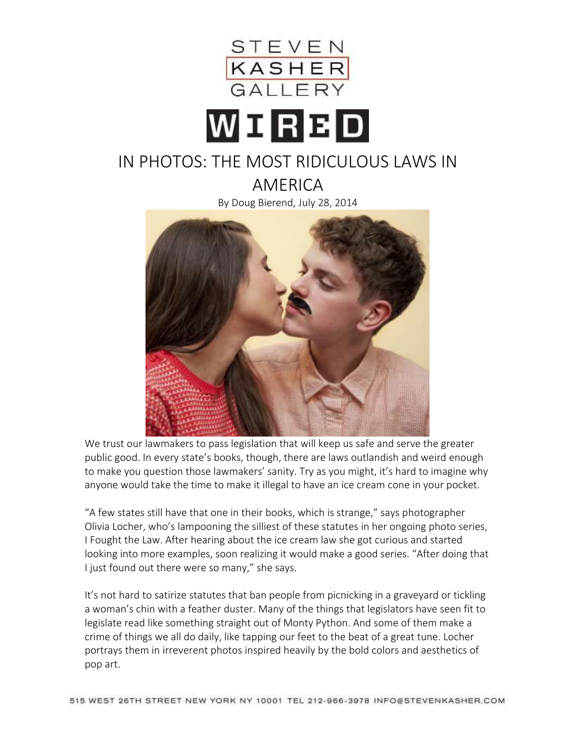STEVEN KASHER GALLERY

WIRED

# IN PHOTOS: THE MOST RIDICULOUS LAWS IN AMERICA

By Doug Bierend, July 28, 2014

We trust our lawmakers to pass legislation that will keep us safe and serve the greater public good. In every state's books, though, there are laws outlandish and weird enough to make you question those lawmakers' sanity. Try as you might, it's hard to imagine why anyone would take the time to make it illegal to have an ice cream cone in your pocket.

"A few states still have that one in their books, which is strange," says photographer Olivia Locher, who's lampooning the silliest of these statutes in her ongoing photo series, I Fought the Law. After hearing about the ice cream law she got curious and started looking into more examples, soon realizing it would make a good series. "After doing that I just found out there were so many," she says.

It's not hard to satirize statutes that ban people from picnicking in a graveyard or tickling a woman's chin with a feather duster. Many of the things that legislators have seen fit to legislate read like something straight out of Monty Python. And some of them make a crime of things we all do daily, like tapping our feet to the beat of a great tune. Locher portrays them in irreverent photos inspired heavily by the bold colors and aesthetics of pop art.

515 WEST 26TH STREET NEW YORK NY 10001 TEL 212-966-3978 INFO@STEVENKASHER.COM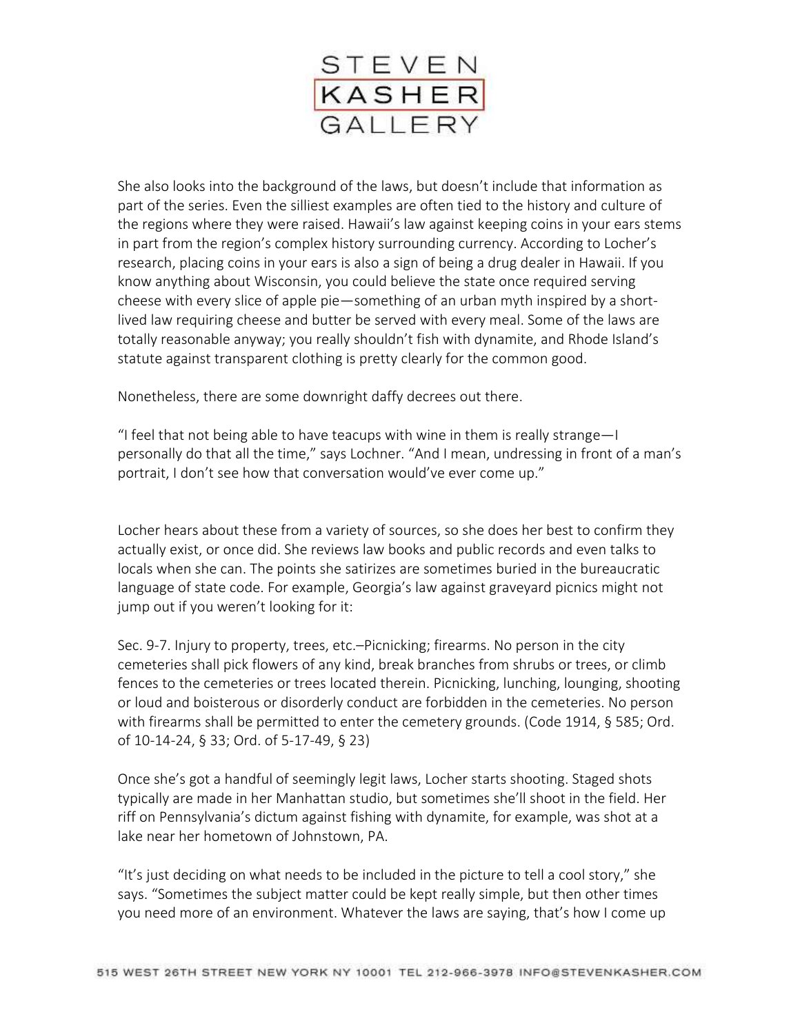She also looks into the background of the laws, but doesn't include that information as part of the series. Even the silliest examples are often tied to the history and culture of the regions where they were raised. Hawaii's law against keeping coins in your ears stems in part from the region's complex history surrounding currency. According to Locher's research, placing coins in your ears is also a sign of being a drug dealer in Hawaii. If you know anything about Wisconsin, you could believe the state once required serving cheese with every slice of apple pie—something of an urban myth inspired by a short-lived law requiring cheese and butter be served with every meal. Some of the laws are totally reasonable anyway; you really shouldn't fish with dynamite, and Rhode Island's statute against transparent clothing is pretty clearly for the common good.

Nonetheless, there are some downright daffy decrees out there.

"I feel that not being able to have teacups with wine in them is really strange—I personally do that all the time," says Lochner. "And I mean, undressing in front of a man's portrait, I don't see how that conversation would've ever come up."

Locher hears about these from a variety of sources, so she does her best to confirm they actually exist, or once did. She reviews law books and public records and even talks to locals when she can. The points she satirizes are sometimes buried in the bureaucratic language of state code. For example, Georgia's law against graveyard picnics might not jump out if you weren't looking for it:

Sec. 9-7. Injury to property, trees, etc.–Picnicking; firearms. No person in the city cemeteries shall pick flowers of any kind, break branches from shrubs or trees, or climb fences to the cemeteries or trees located therein. Picnicking, lunching, lounging, shooting or loud and boisterous or disorderly conduct are forbidden in the cemeteries. No person with firearms shall be permitted to enter the cemetery grounds. (Code 1914, § 585; Ord. of 10-14-24, § 33; Ord. of 5-17-49, § 23)

Once she's got a handful of seemingly legit laws, Locher starts shooting. Staged shots typically are made in her Manhattan studio, but sometimes she'll shoot in the field. Her riff on Pennsylvania's dictum against fishing with dynamite, for example, was shot at a lake near her hometown of Johnstown, PA.

"It's just deciding on what needs to be included in the picture to tell a cool story," she says. "Sometimes the subject matter could be kept really simple, but then other times you need more of an environment. Whatever the laws are saying, that's how I come up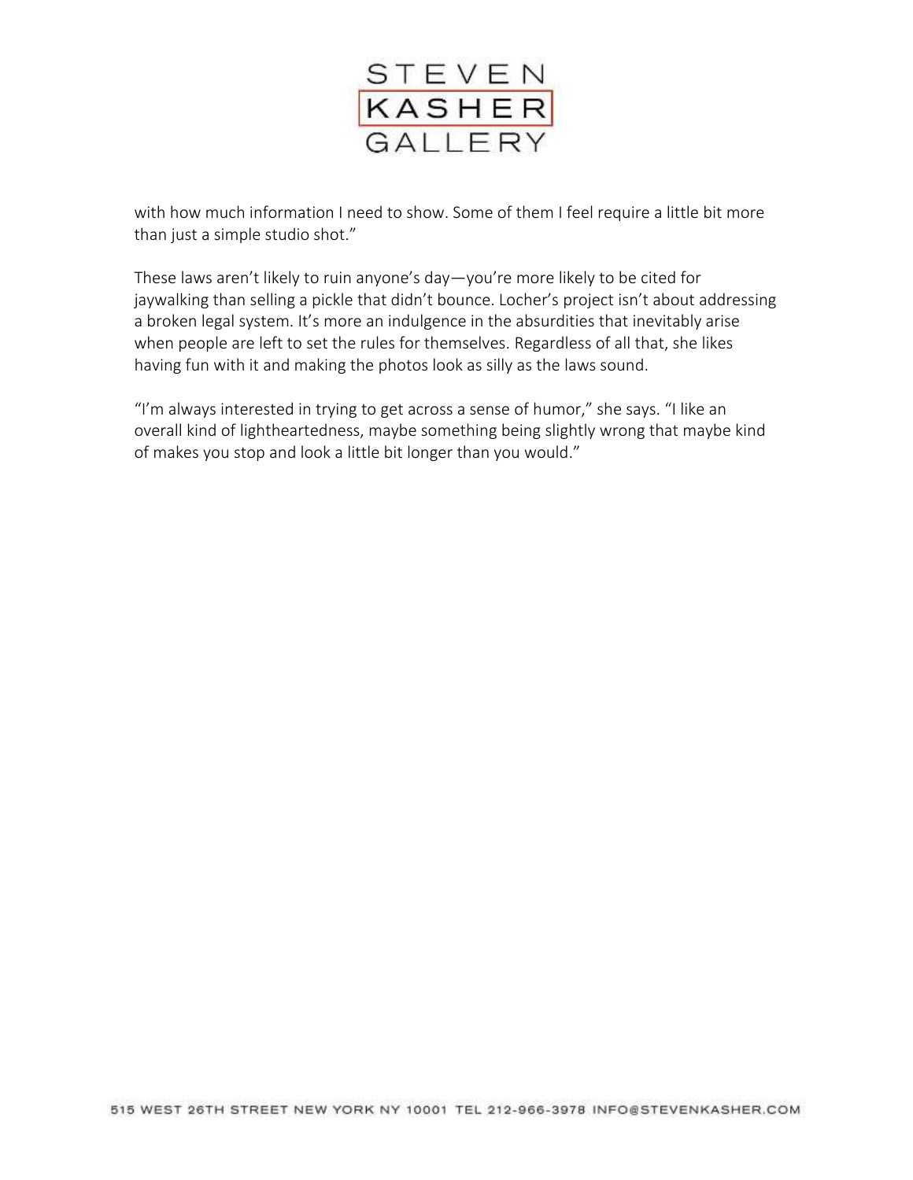with how much information I need to show. Some of them I feel require a little bit more than just a simple studio shot."

These laws aren't likely to ruin anyone's day—you're more likely to be cited for jaywalking than selling a pickle that didn't bounce. Locher's project isn't about addressing a broken legal system. It's more an indulgence in the absurdities that inevitably arise when people are left to set the rules for themselves. Regardless of all that, she likes having fun with it and making the photos look as silly as the laws sound.

"I'm always interested in trying to get across a sense of humor," she says. "I like an overall kind of lightheartedness, maybe something being slightly wrong that maybe kind of makes you stop and look a little bit longer than you would."